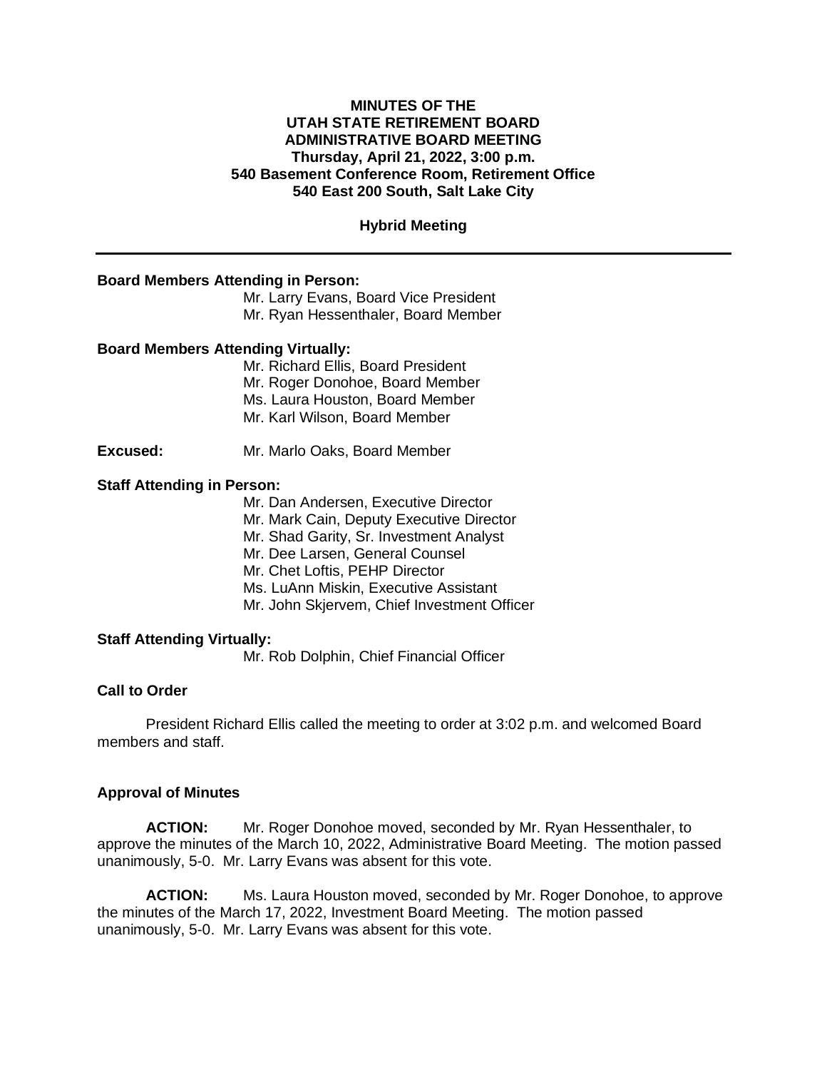**MINUTES OF THE**
**UTAH STATE RETIREMENT BOARD**
**ADMINISTRATIVE BOARD MEETING**
**Thursday, April 21, 2022, 3:00 p.m.**
**540 Basement Conference Room, Retirement Office**
**540 East 200 South, Salt Lake City**

**Hybrid Meeting**

---

**Board Members Attending in Person:**

Mr. Larry Evans, Board Vice President
Mr. Ryan Hessenthaler, Board Member

**Board Members Attending Virtually:**

Mr. Richard Ellis, Board President
Mr. Roger Donohoe, Board Member
Ms. Laura Houston, Board Member
Mr. Karl Wilson, Board Member

**Excused:** Mr. Marlo Oaks, Board Member

**Staff Attending in Person:**

Mr. Dan Andersen, Executive Director
Mr. Mark Cain, Deputy Executive Director
Mr. Shad Garity, Sr. Investment Analyst
Mr. Dee Larsen, General Counsel
Mr. Chet Loftis, PEHP Director
Ms. LuAnn Miskin, Executive Assistant
Mr. John Skjervem, Chief Investment Officer

**Staff Attending Virtually:**

Mr. Rob Dolphin, Chief Financial Officer

**Call to Order**

President Richard Ellis called the meeting to order at 3:02 p.m. and welcomed Board members and staff.

**Approval of Minutes**

**ACTION:** Mr. Roger Donohoe moved, seconded by Mr. Ryan Hessenthaler, to approve the minutes of the March 10, 2022, Administrative Board Meeting. The motion passed unanimously, 5-0. Mr. Larry Evans was absent for this vote.

**ACTION:** Ms. Laura Houston moved, seconded by Mr. Roger Donohoe, to approve the minutes of the March 17, 2022, Investment Board Meeting. The motion passed unanimously, 5-0. Mr. Larry Evans was absent for this vote.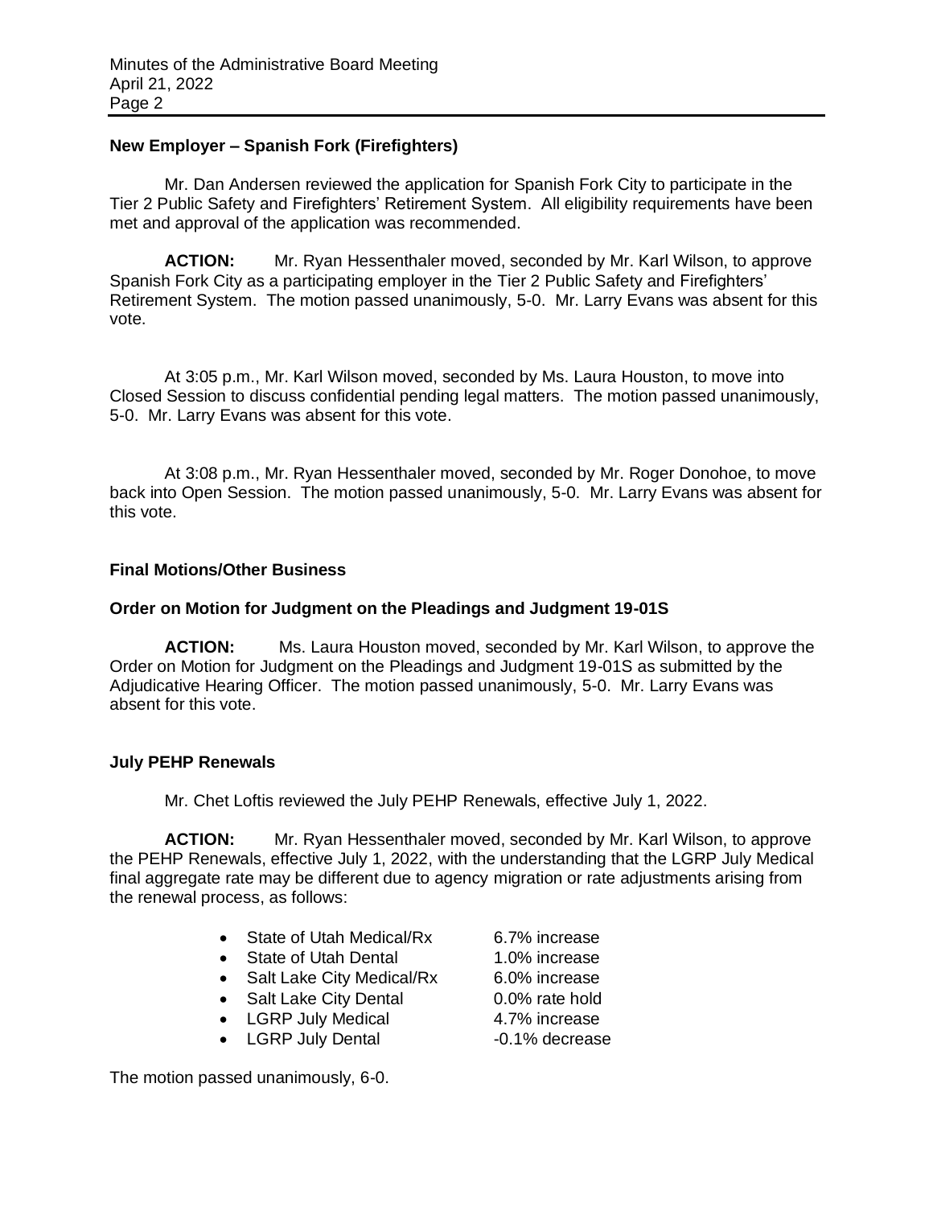**New Employer – Spanish Fork (Firefighters)**

Mr. Dan Andersen reviewed the application for Spanish Fork City to participate in the Tier 2 Public Safety and Firefighters' Retirement System. All eligibility requirements have been met and approval of the application was recommended.

**ACTION:** Mr. Ryan Hessenthaler moved, seconded by Mr. Karl Wilson, to approve Spanish Fork City as a participating employer in the Tier 2 Public Safety and Firefighters' Retirement System. The motion passed unanimously, 5-0. Mr. Larry Evans was absent for this vote.

At 3:05 p.m., Mr. Karl Wilson moved, seconded by Ms. Laura Houston, to move into Closed Session to discuss confidential pending legal matters. The motion passed unanimously, 5-0. Mr. Larry Evans was absent for this vote.

At 3:08 p.m., Mr. Ryan Hessenthaler moved, seconded by Mr. Roger Donohoe, to move back into Open Session. The motion passed unanimously, 5-0. Mr. Larry Evans was absent for this vote.

**Final Motions/Other Business**

**Order on Motion for Judgment on the Pleadings and Judgment 19-01S**

**ACTION:** Ms. Laura Houston moved, seconded by Mr. Karl Wilson, to approve the Order on Motion for Judgment on the Pleadings and Judgment 19-01S as submitted by the Adjudicative Hearing Officer. The motion passed unanimously, 5-0. Mr. Larry Evans was absent for this vote.

**July PEHP Renewals**

Mr. Chet Loftis reviewed the July PEHP Renewals, effective July 1, 2022.

**ACTION:** Mr. Ryan Hessenthaler moved, seconded by Mr. Karl Wilson, to approve the PEHP Renewals, effective July 1, 2022, with the understanding that the LGRP July Medical final aggregate rate may be different due to agency migration or rate adjustments arising from the renewal process, as follows:

- State of Utah Medical/Rx 6.7% increase
- State of Utah Dental 1.0% increase
- Salt Lake City Medical/Rx 6.0% increase
- Salt Lake City Dental 0.0% rate hold
- LGRP July Medical 4.7% increase
- LGRP July Dental -0.1% decrease

The motion passed unanimously, 6-0.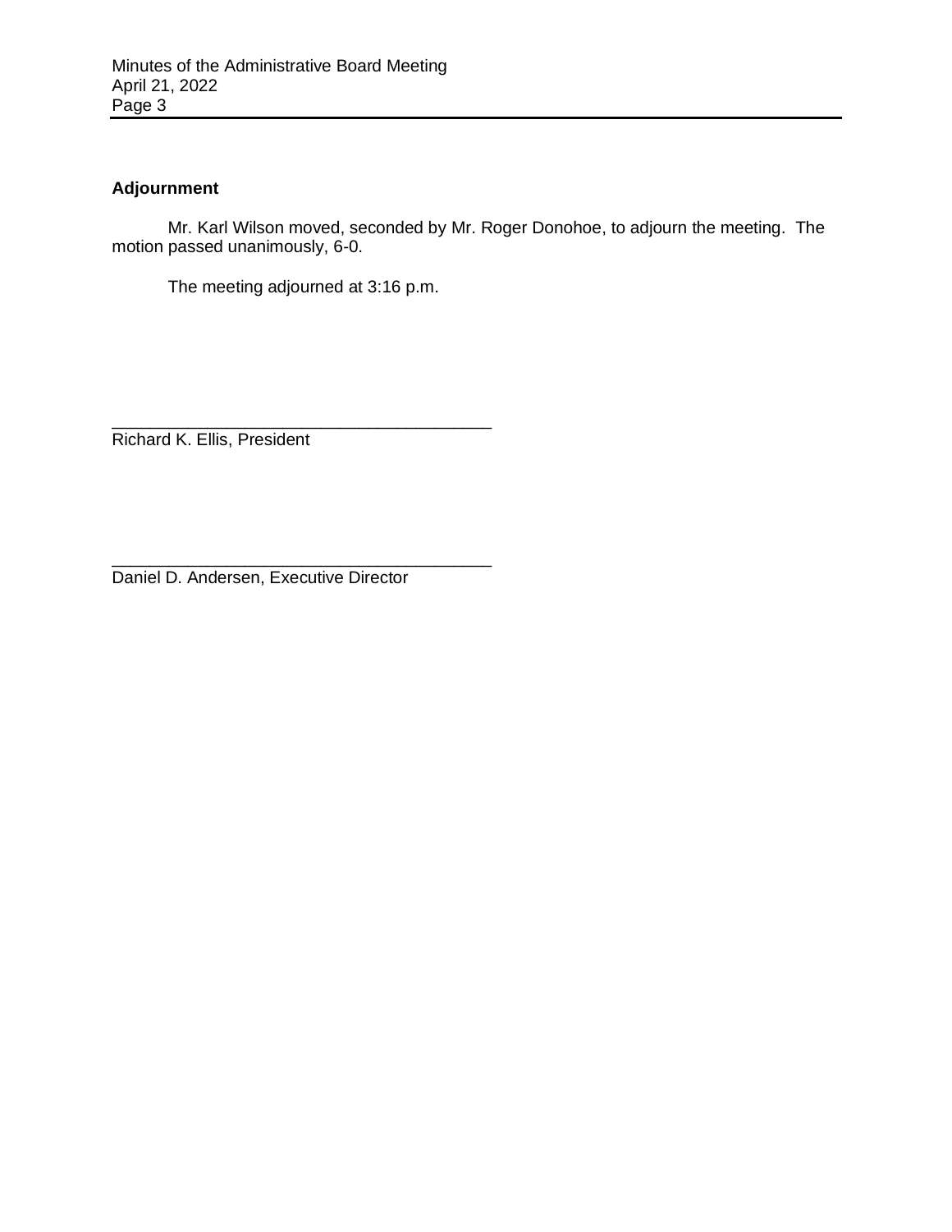**Adjournment**

Mr. Karl Wilson moved, seconded by Mr. Roger Donohoe, to adjourn the meeting. The motion passed unanimously, 6-0.

The meeting adjourned at 3:16 p.m.

\_\_\_\_\_\_\_\_\_\_\_\_\_\_\_\_\_\_\_\_\_\_\_\_\_\_\_\_\_\_\_\_\_\_\_\_\_\_\_\_\_\_

Richard K. Ellis, President

\_\_\_\_\_\_\_\_\_\_\_\_\_\_\_\_\_\_\_\_\_\_\_\_\_\_\_\_\_\_\_\_\_\_\_\_\_\_\_\_\_\_

Daniel D. Andersen, Executive Director